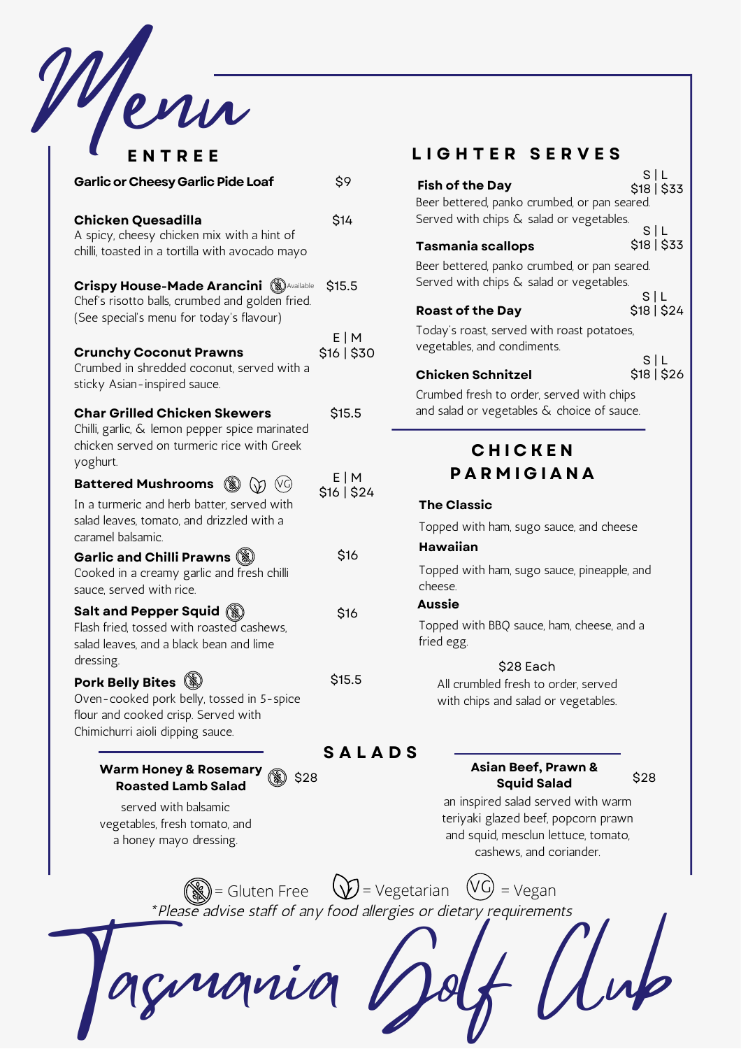# Menu

## ENTREE

**Garlic or Cheesy Garlic Pide Loaf** — $9

**Chicken Quesadilla** — $14
A spicy, cheesy chicken mix with a hint of chilli, toasted in a tortilla with avocado mayo

**Crispy House-Made Arancini** (Gluten Free Available) — $15.5
Chef's risotto balls, crumbed and golden fried. (See special's menu for today's flavour)

**Crunchy Coconut Prawns** — E | M $16 | $30
Crumbed in shredded coconut, served with a sticky Asian-inspired sauce.

**Char Grilled Chicken Skewers** — $15.5
Chilli, garlic, & lemon pepper spice marinated chicken served on turmeric rice with Greek yoghurt.

**Battered Mushrooms** (Gluten Free) (Vegetarian) (VG) — E | M $16 | $24
In a turmeric and herb batter, served with salad leaves, tomato, and drizzled with a caramel balsamic.

**Garlic and Chilli Prawns** (Gluten Free) — $16
Cooked in a creamy garlic and fresh chilli sauce, served with rice.

**Salt and Pepper Squid** (Gluten Free) — $16
Flash fried, tossed with roasted cashews, salad leaves, and a black bean and lime dressing.

**Pork Belly Bites** (Gluten Free) — $15.5
Oven-cooked pork belly, tossed in 5-spice flour and cooked crisp. Served with Chimichurri aioli dipping sauce.

## LIGHTER SERVES

**Fish of the Day** — S | L $18 | $33
Beer bettered, panko crumbed, or pan seared. Served with chips & salad or vegetables.

**Tasmania scallops** — S | L $18 | $33
Beer bettered, panko crumbed, or pan seared. Served with chips & salad or vegetables.

**Roast of the Day** — S | L $18 | $24
Today's roast, served with roast potatoes, vegetables, and condiments.

**Chicken Schnitzel** — S | L $18 | $26
Crumbed fresh to order, served with chips and salad or vegetables & choice of sauce.

## CHICKEN PARMIGIANA

**The Classic**
Topped with ham, sugo sauce, and cheese

**Hawaiian**
Topped with ham, sugo sauce, pineapple, and cheese.

**Aussie**
Topped with BBQ sauce, ham, cheese, and a fried egg.

$28 Each
All crumbled fresh to order, served with chips and salad or vegetables.

## SALADS

**Warm Honey & Rosemary Roasted Lamb Salad** (Gluten Free) — $28
served with balsamic vegetables, fresh tomato, and a honey mayo dressing.

**Asian Beef, Prawn & Squid Salad** — $28
an inspired salad served with warm teriyaki glazed beef, popcorn prawn and squid, mesclun lettuce, tomato, cashews, and coriander.

(GF) = Gluten Free (V) = Vegetarian (VG) = Vegan

*Please advise staff of any food allergies or dietary requirements

Tasmania Golf Club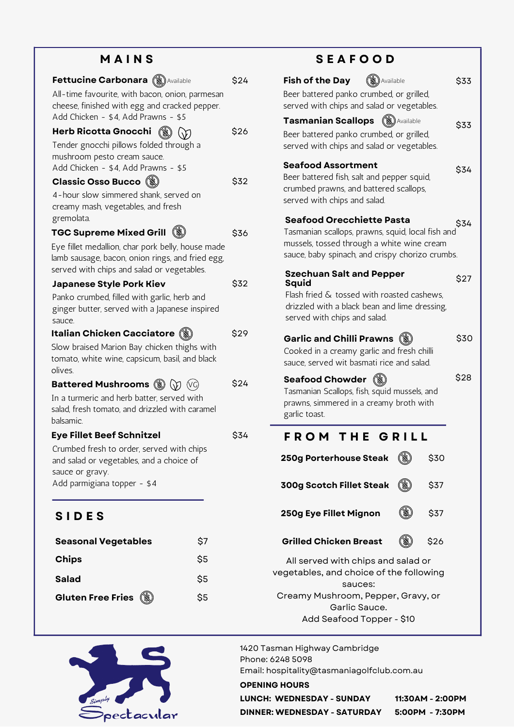## MAINS

**Fettucine Carbonara** (GF Available) — $24
All-time favourite, with bacon, onion, parmesan cheese, finished with egg and cracked pepper.
Add Chicken - $4, Add Prawns - $5

**Herb Ricotta Gnocchi** — $26
Tender gnocchi pillows folded through a mushroom pesto cream sauce.
Add Chicken - $4, Add Prawns - $5

**Classic Osso Bucco** — $32
4-hour slow simmered shank, served on creamy mash, vegetables, and fresh gremolata.

**TGC Supreme Mixed Grill** — $36
Eye fillet medallion, char pork belly, house made lamb sausage, bacon, onion rings, and fried egg, served with chips and salad or vegetables.

**Japanese Style Pork Kiev** — $32
Panko crumbed, filled with garlic, herb and ginger butter, served with a Japanese inspired sauce.

**Italian Chicken Cacciatore** — $29
Slow braised Marion Bay chicken thighs with tomato, white wine, capsicum, basil, and black olives.

**Battered Mushrooms** (VG) — $24
In a turmeric and herb batter, served with salad, fresh tomato, and drizzled with caramel balsamic.

**Eye Fillet Beef Schnitzel** — $34
Crumbed fresh to order, served with chips and salad or vegetables, and a choice of sauce or gravy.
Add parmigiana topper - $4

## SIDES

| Item | Price |
|---|---|
| **Seasonal Vegetables** | $7 |
| **Chips** | $5 |
| **Salad** | $5 |
| **Gluten Free Fries** | $5 |

## SEAFOOD

**Fish of the Day** (GF Available) — $33
Beer battered panko crumbed, or grilled, served with chips and salad or vegetables.

**Tasmanian Scallops** (GF Available) — $33
Beer battered panko crumbed, or grilled, served with chips and salad or vegetables.

**Seafood Assortment** — $34
Beer battered fish, salt and pepper squid, crumbed prawns, and battered scallops, served with chips and salad.

**Seafood Orecchiette Pasta** — $34
Tasmanian scallops, prawns, squid, local fish and mussels, tossed through a white wine cream sauce, baby spinach, and crispy chorizo crumbs.

**Szechuan Salt and Pepper Squid** — $27
Flash fried & tossed with roasted cashews, drizzled with a black bean and lime dressing, served with chips and salad.

**Garlic and Chilli Prawns** — $30
Cooked in a creamy garlic and fresh chilli sauce, served wit basmati rice and salad.

**Seafood Chowder** — $28
Tasmanian Scallops, fish, squid mussels, and prawns, simmered in a creamy broth with garlic toast.

## FROM THE GRILL

| Item | Price |
|---|---|
| **250g Porterhouse Steak** | $30 |
| **300g Scotch Fillet Steak** | $37 |
| **250g Eye Fillet Mignon** | $37 |
| **Grilled Chicken Breast** | $26 |

All served with chips and salad or vegetables, and choice of the following sauces:
Creamy Mushroom, Pepper, Gravy, or Garlic Sauce.
Add Seafood Topper - $10

Simply Spectacular

1420 Tasman Highway Cambridge
Phone: 6248 5098
Email: hospitality@tasmaniagolfclub.com.au

**OPENING HOURS**

| | |
|---|---|
| **LUNCH: WEDNESDAY - SUNDAY** | **11:30AM - 2:00PM** |
| **DINNER: WEDNESDAY - SATURDAY** | **5:00PM - 7:30PM** |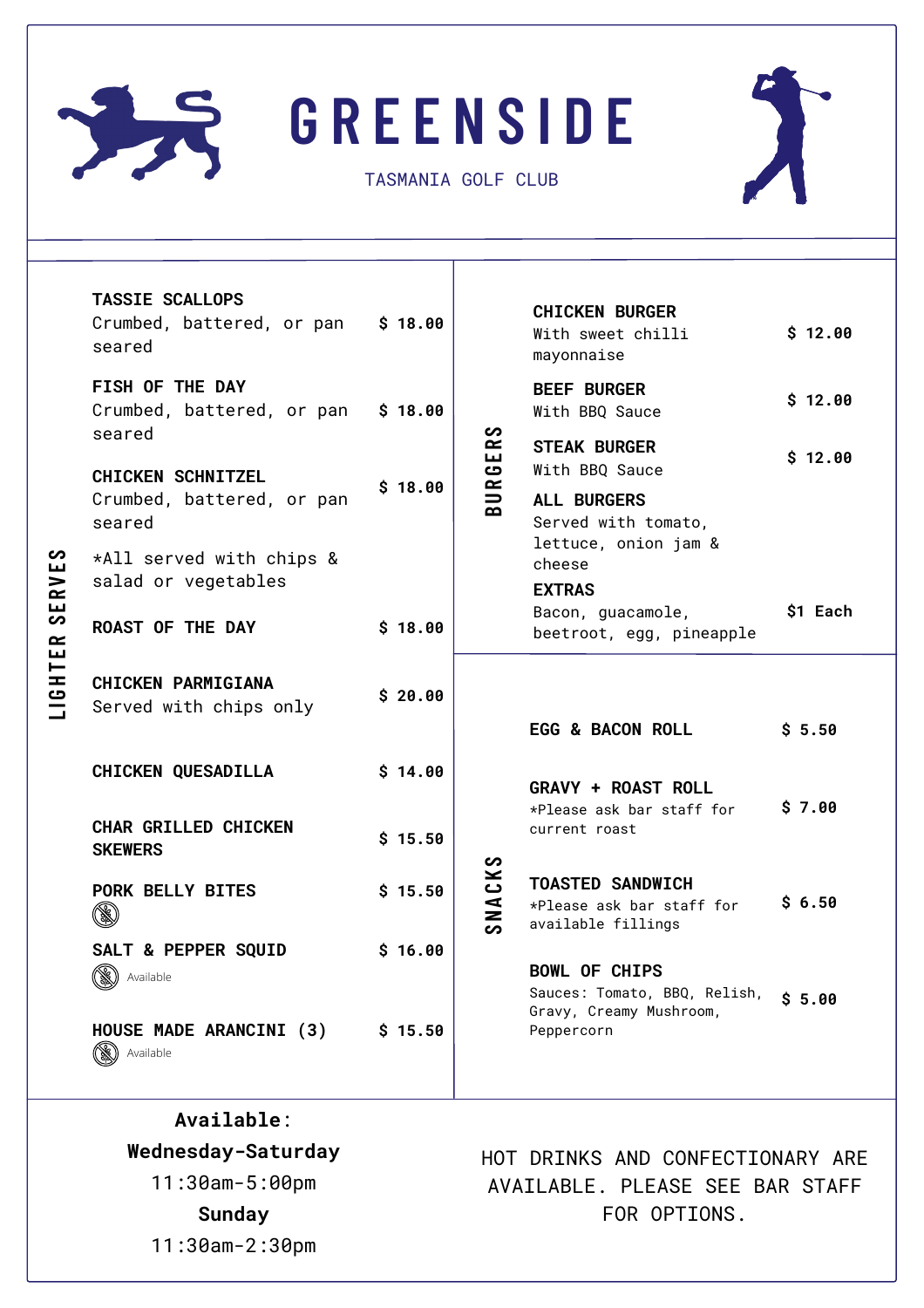# GREENSIDE

TASMANIA GOLF CLUB

## LIGHTER SERVES

| | |
|---|---|
| **TASSIE SCALLOPS**<br>Crumbed, battered, or pan seared | **$ 18.00** |
| **FISH OF THE DAY**<br>Crumbed, battered, or pan seared | **$ 18.00** |
| **CHICKEN SCHNITZEL**<br>Crumbed, battered, or pan seared | **$ 18.00** |

*All served with chips & salad or vegetables

| | |
|---|---|
| **ROAST OF THE DAY** | **$ 18.00** |
| **CHICKEN PARMIGIANA**<br>Served with chips only | **$ 20.00** |
| **CHICKEN QUESADILLA** | **$ 14.00** |
| **CHAR GRILLED CHICKEN SKEWERS** | **$ 15.50** |
| **PORK BELLY BITES** | **$ 15.50** |
| **SALT & PEPPER SQUID**<br>Available | **$ 16.00** |
| **HOUSE MADE ARANCINI (3)**<br>Available | **$ 15.50** |

## BURGERS

| | |
|---|---|
| **CHICKEN BURGER**<br>With sweet chilli mayonnaise | **$ 12.00** |
| **BEEF BURGER**<br>With BBQ Sauce | **$ 12.00** |
| **STEAK BURGER**<br>With BBQ Sauce | **$ 12.00** |

**ALL BURGERS**
Served with tomato, lettuce, onion jam & cheese

| | |
|---|---|
| **EXTRAS**<br>Bacon, guacamole, beetroot, egg, pineapple | **$1 Each** |

## SNACKS

| | |
|---|---|
| **EGG & BACON ROLL** | **$ 5.50** |
| **GRAVY + ROAST ROLL**<br>*Please ask bar staff for current roast | **$ 7.00** |
| **TOASTED SANDWICH**<br>*Please ask bar staff for available fillings | **$ 6.50** |
| **BOWL OF CHIPS**<br>Sauces: Tomato, BBQ, Relish, Gravy, Creamy Mushroom, Peppercorn | **$ 5.00** |

**Available:**
**Wednesday-Saturday**
11:30am-5:00pm
**Sunday**
11:30am-2:30pm

HOT DRINKS AND CONFECTIONARY ARE AVAILABLE. PLEASE SEE BAR STAFF FOR OPTIONS.